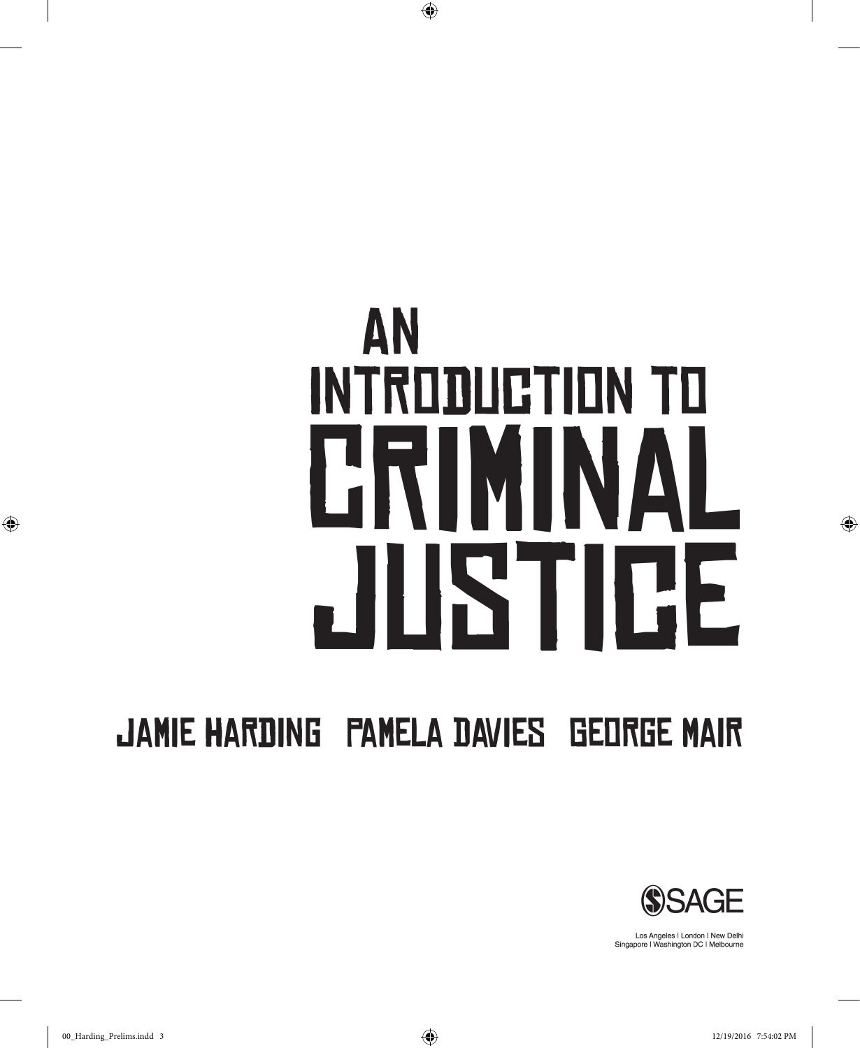# AN INTRODUCTION TO CRIMINAL JUSTICE

JAMIE HARDING PAMELA DAVIES GEORGE MAIR

SAGE

Los Angeles | London | New Delhi
Singapore | Washington DC | Melbourne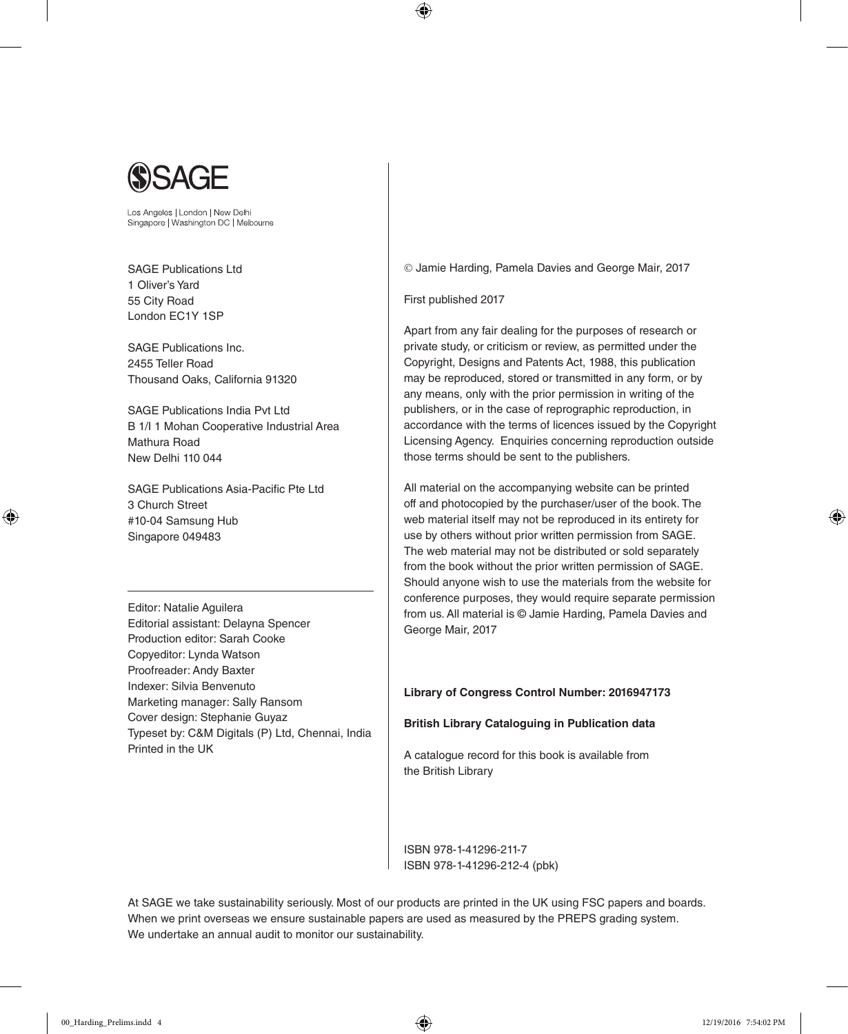SAGE

Los Angeles | London | New Delhi
Singapore | Washington DC | Melbourne

SAGE Publications Ltd
1 Oliver's Yard
55 City Road
London EC1Y 1SP

SAGE Publications Inc.
2455 Teller Road
Thousand Oaks, California 91320

SAGE Publications India Pvt Ltd
B 1/I 1 Mohan Cooperative Industrial Area
Mathura Road
New Delhi 110 044

SAGE Publications Asia-Pacific Pte Ltd
3 Church Street
#10-04 Samsung Hub
Singapore 049483

---

Editor: Natalie Aguilera
Editorial assistant: Delayna Spencer
Production editor: Sarah Cooke
Copyeditor: Lynda Watson
Proofreader: Andy Baxter
Indexer: Silvia Benvenuto
Marketing manager: Sally Ransom
Cover design: Stephanie Guyaz
Typeset by: C&M Digitals (P) Ltd, Chennai, India
Printed in the UK

© Jamie Harding, Pamela Davies and George Mair, 2017

First published 2017

Apart from any fair dealing for the purposes of research or private study, or criticism or review, as permitted under the Copyright, Designs and Patents Act, 1988, this publication may be reproduced, stored or transmitted in any form, or by any means, only with the prior permission in writing of the publishers, or in the case of reprographic reproduction, in accordance with the terms of licences issued by the Copyright Licensing Agency. Enquiries concerning reproduction outside those terms should be sent to the publishers.

All material on the accompanying website can be printed off and photocopied by the purchaser/user of the book. The web material itself may not be reproduced in its entirety for use by others without prior written permission from SAGE. The web material may not be distributed or sold separately from the book without the prior written permission of SAGE. Should anyone wish to use the materials from the website for conference purposes, they would require separate permission from us. All material is © Jamie Harding, Pamela Davies and George Mair, 2017

**Library of Congress Control Number: 2016947173**

**British Library Cataloguing in Publication data**

A catalogue record for this book is available from the British Library

ISBN 978-1-41296-211-7
ISBN 978-1-41296-212-4 (pbk)

At SAGE we take sustainability seriously. Most of our products are printed in the UK using FSC papers and boards. When we print overseas we ensure sustainable papers are used as measured by the PREPS grading system. We undertake an annual audit to monitor our sustainability.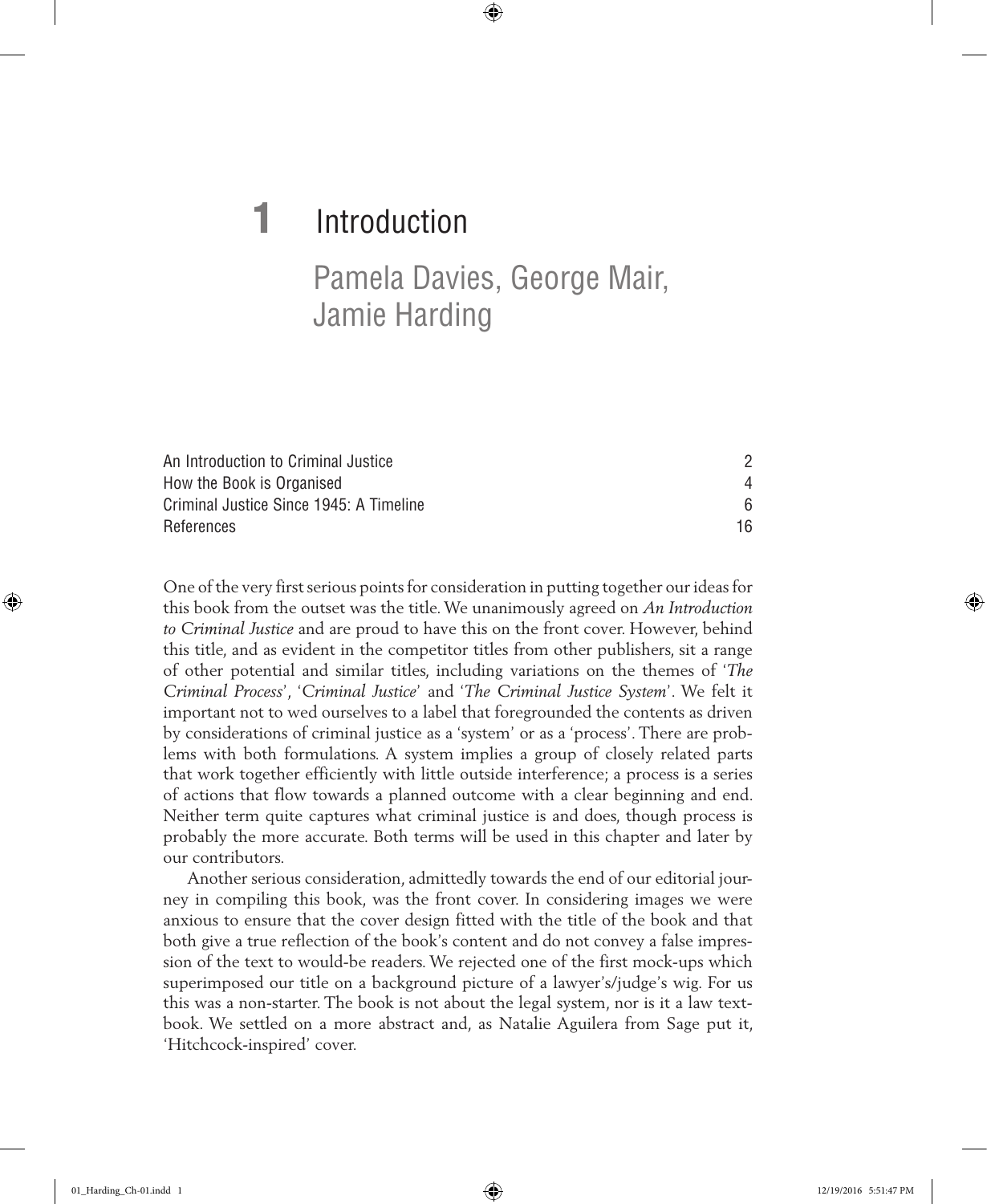# 1 Introduction

## Pamela Davies, George Mair, Jamie Harding

| | |
|---|---|
| An Introduction to Criminal Justice | 2 |
| How the Book is Organised | 4 |
| Criminal Justice Since 1945: A Timeline | 6 |
| References | 16 |

One of the very first serious points for consideration in putting together our ideas for this book from the outset was the title. We unanimously agreed on *An Introduction to Criminal Justice* and are proud to have this on the front cover. However, behind this title, and as evident in the competitor titles from other publishers, sit a range of other potential and similar titles, including variations on the themes of '*The Criminal Process*', '*Criminal Justice*' and '*The Criminal Justice System*'. We felt it important not to wed ourselves to a label that foregrounded the contents as driven by considerations of criminal justice as a 'system' or as a 'process'. There are problems with both formulations. A system implies a group of closely related parts that work together efficiently with little outside interference; a process is a series of actions that flow towards a planned outcome with a clear beginning and end. Neither term quite captures what criminal justice is and does, though process is probably the more accurate. Both terms will be used in this chapter and later by our contributors.

Another serious consideration, admittedly towards the end of our editorial journey in compiling this book, was the front cover. In considering images we were anxious to ensure that the cover design fitted with the title of the book and that both give a true reflection of the book's content and do not convey a false impression of the text to would-be readers. We rejected one of the first mock-ups which superimposed our title on a background picture of a lawyer's/judge's wig. For us this was a non-starter. The book is not about the legal system, nor is it a law textbook. We settled on a more abstract and, as Natalie Aguilera from Sage put it, 'Hitchcock-inspired' cover.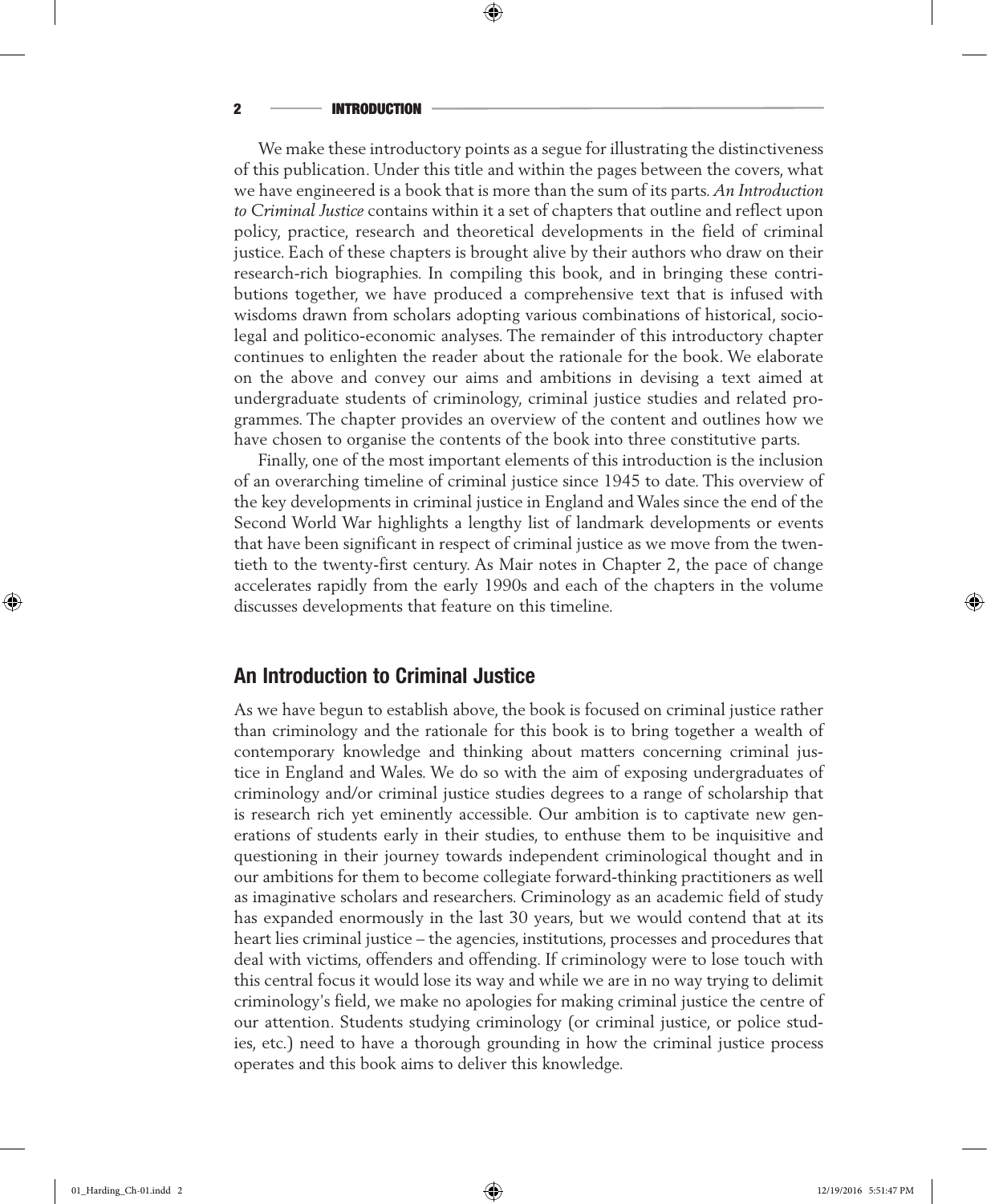We make these introductory points as a segue for illustrating the distinctiveness of this publication. Under this title and within the pages between the covers, what we have engineered is a book that is more than the sum of its parts. *An Introduction to Criminal Justice* contains within it a set of chapters that outline and reflect upon policy, practice, research and theoretical developments in the field of criminal justice. Each of these chapters is brought alive by their authors who draw on their research-rich biographies. In compiling this book, and in bringing these contributions together, we have produced a comprehensive text that is infused with wisdoms drawn from scholars adopting various combinations of historical, socio-legal and politico-economic analyses. The remainder of this introductory chapter continues to enlighten the reader about the rationale for the book. We elaborate on the above and convey our aims and ambitions in devising a text aimed at undergraduate students of criminology, criminal justice studies and related programmes. The chapter provides an overview of the content and outlines how we have chosen to organise the contents of the book into three constitutive parts.

Finally, one of the most important elements of this introduction is the inclusion of an overarching timeline of criminal justice since 1945 to date. This overview of the key developments in criminal justice in England and Wales since the end of the Second World War highlights a lengthy list of landmark developments or events that have been significant in respect of criminal justice as we move from the twentieth to the twenty-first century. As Mair notes in Chapter 2, the pace of change accelerates rapidly from the early 1990s and each of the chapters in the volume discusses developments that feature on this timeline.

## An Introduction to Criminal Justice

As we have begun to establish above, the book is focused on criminal justice rather than criminology and the rationale for this book is to bring together a wealth of contemporary knowledge and thinking about matters concerning criminal justice in England and Wales. We do so with the aim of exposing undergraduates of criminology and/or criminal justice studies degrees to a range of scholarship that is research rich yet eminently accessible. Our ambition is to captivate new generations of students early in their studies, to enthuse them to be inquisitive and questioning in their journey towards independent criminological thought and in our ambitions for them to become collegiate forward-thinking practitioners as well as imaginative scholars and researchers. Criminology as an academic field of study has expanded enormously in the last 30 years, but we would contend that at its heart lies criminal justice – the agencies, institutions, processes and procedures that deal with victims, offenders and offending. If criminology were to lose touch with this central focus it would lose its way and while we are in no way trying to delimit criminology's field, we make no apologies for making criminal justice the centre of our attention. Students studying criminology (or criminal justice, or police studies, etc.) need to have a thorough grounding in how the criminal justice process operates and this book aims to deliver this knowledge.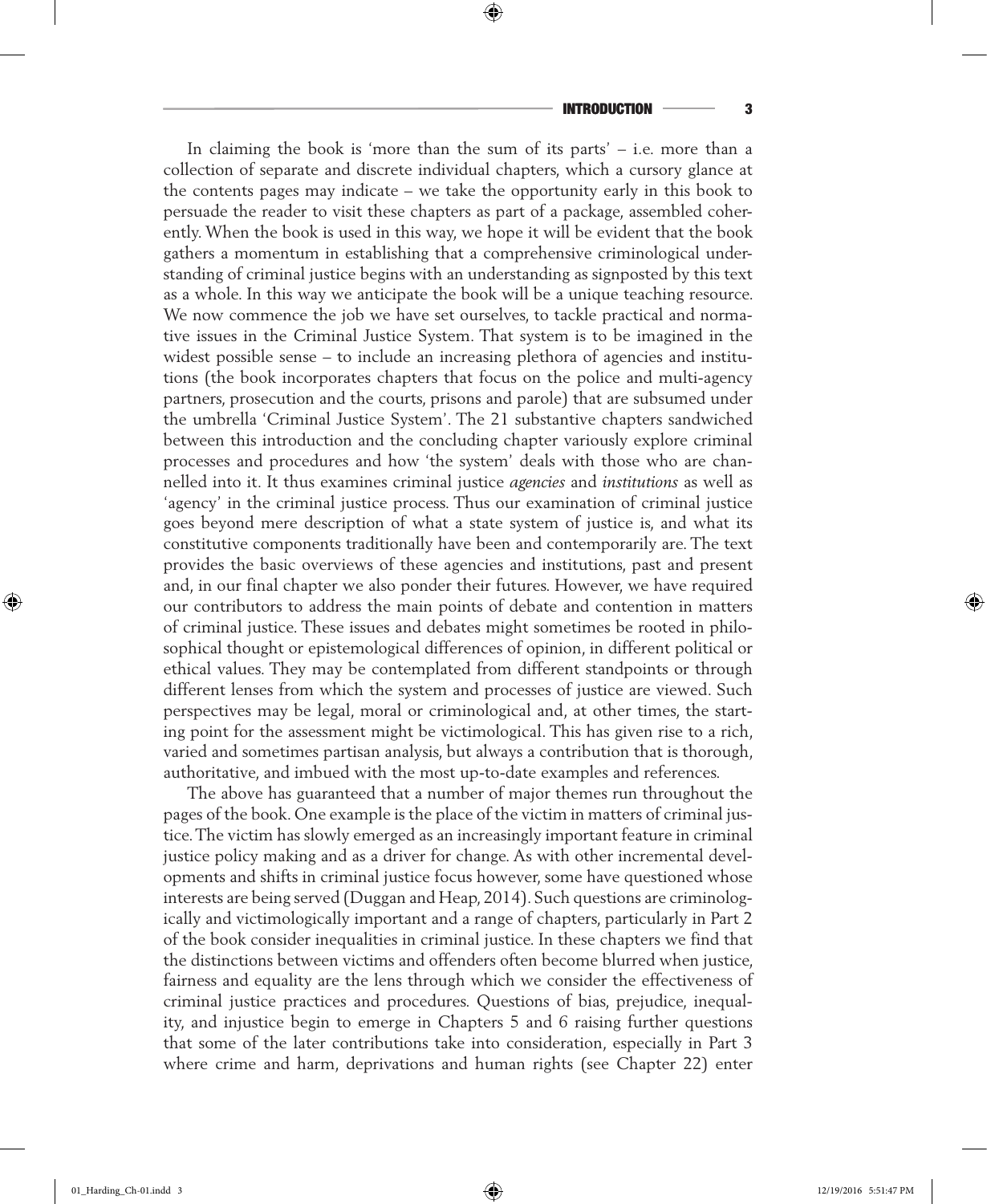In claiming the book is 'more than the sum of its parts' – i.e. more than a collection of separate and discrete individual chapters, which a cursory glance at the contents pages may indicate – we take the opportunity early in this book to persuade the reader to visit these chapters as part of a package, assembled coherently. When the book is used in this way, we hope it will be evident that the book gathers a momentum in establishing that a comprehensive criminological understanding of criminal justice begins with an understanding as signposted by this text as a whole. In this way we anticipate the book will be a unique teaching resource. We now commence the job we have set ourselves, to tackle practical and normative issues in the Criminal Justice System. That system is to be imagined in the widest possible sense – to include an increasing plethora of agencies and institutions (the book incorporates chapters that focus on the police and multi-agency partners, prosecution and the courts, prisons and parole) that are subsumed under the umbrella 'Criminal Justice System'. The 21 substantive chapters sandwiched between this introduction and the concluding chapter variously explore criminal processes and procedures and how 'the system' deals with those who are channelled into it. It thus examines criminal justice *agencies* and *institutions* as well as 'agency' in the criminal justice process. Thus our examination of criminal justice goes beyond mere description of what a state system of justice is, and what its constitutive components traditionally have been and contemporarily are. The text provides the basic overviews of these agencies and institutions, past and present and, in our final chapter we also ponder their futures. However, we have required our contributors to address the main points of debate and contention in matters of criminal justice. These issues and debates might sometimes be rooted in philosophical thought or epistemological differences of opinion, in different political or ethical values. They may be contemplated from different standpoints or through different lenses from which the system and processes of justice are viewed. Such perspectives may be legal, moral or criminological and, at other times, the starting point for the assessment might be victimological. This has given rise to a rich, varied and sometimes partisan analysis, but always a contribution that is thorough, authoritative, and imbued with the most up-to-date examples and references.

The above has guaranteed that a number of major themes run throughout the pages of the book. One example is the place of the victim in matters of criminal justice. The victim has slowly emerged as an increasingly important feature in criminal justice policy making and as a driver for change. As with other incremental developments and shifts in criminal justice focus however, some have questioned whose interests are being served (Duggan and Heap, 2014). Such questions are criminologically and victimologically important and a range of chapters, particularly in Part 2 of the book consider inequalities in criminal justice. In these chapters we find that the distinctions between victims and offenders often become blurred when justice, fairness and equality are the lens through which we consider the effectiveness of criminal justice practices and procedures. Questions of bias, prejudice, inequality, and injustice begin to emerge in Chapters 5 and 6 raising further questions that some of the later contributions take into consideration, especially in Part 3 where crime and harm, deprivations and human rights (see Chapter 22) enter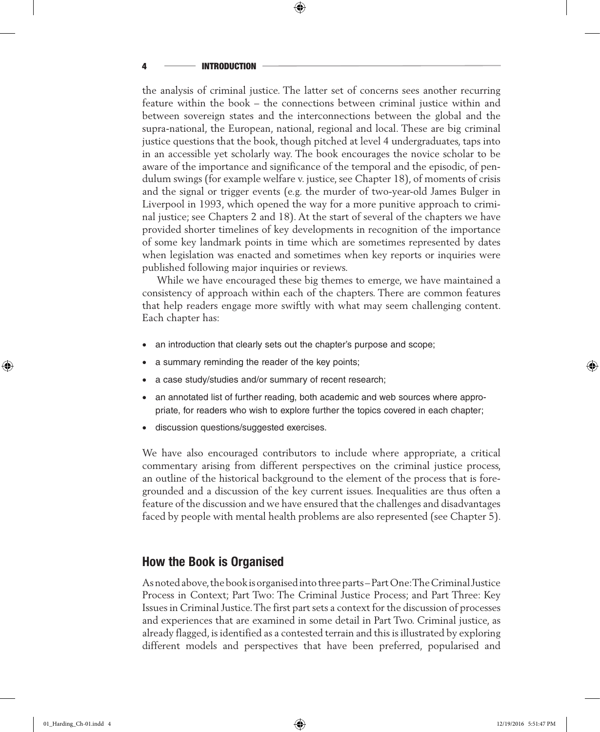the analysis of criminal justice. The latter set of concerns sees another recurring feature within the book – the connections between criminal justice within and between sovereign states and the interconnections between the global and the supra-national, the European, national, regional and local. These are big criminal justice questions that the book, though pitched at level 4 undergraduates, taps into in an accessible yet scholarly way. The book encourages the novice scholar to be aware of the importance and significance of the temporal and the episodic, of pendulum swings (for example welfare v. justice, see Chapter 18), of moments of crisis and the signal or trigger events (e.g. the murder of two-year-old James Bulger in Liverpool in 1993, which opened the way for a more punitive approach to criminal justice; see Chapters 2 and 18). At the start of several of the chapters we have provided shorter timelines of key developments in recognition of the importance of some key landmark points in time which are sometimes represented by dates when legislation was enacted and sometimes when key reports or inquiries were published following major inquiries or reviews.

While we have encouraged these big themes to emerge, we have maintained a consistency of approach within each of the chapters. There are common features that help readers engage more swiftly with what may seem challenging content. Each chapter has:

- an introduction that clearly sets out the chapter's purpose and scope;
- a summary reminding the reader of the key points;
- a case study/studies and/or summary of recent research;
- an annotated list of further reading, both academic and web sources where appropriate, for readers who wish to explore further the topics covered in each chapter;
- discussion questions/suggested exercises.

We have also encouraged contributors to include where appropriate, a critical commentary arising from different perspectives on the criminal justice process, an outline of the historical background to the element of the process that is foregrounded and a discussion of the key current issues. Inequalities are thus often a feature of the discussion and we have ensured that the challenges and disadvantages faced by people with mental health problems are also represented (see Chapter 5).

## How the Book is Organised

As noted above, the book is organised into three parts – Part One: The Criminal Justice Process in Context; Part Two: The Criminal Justice Process; and Part Three: Key Issues in Criminal Justice. The first part sets a context for the discussion of processes and experiences that are examined in some detail in Part Two. Criminal justice, as already flagged, is identified as a contested terrain and this is illustrated by exploring different models and perspectives that have been preferred, popularised and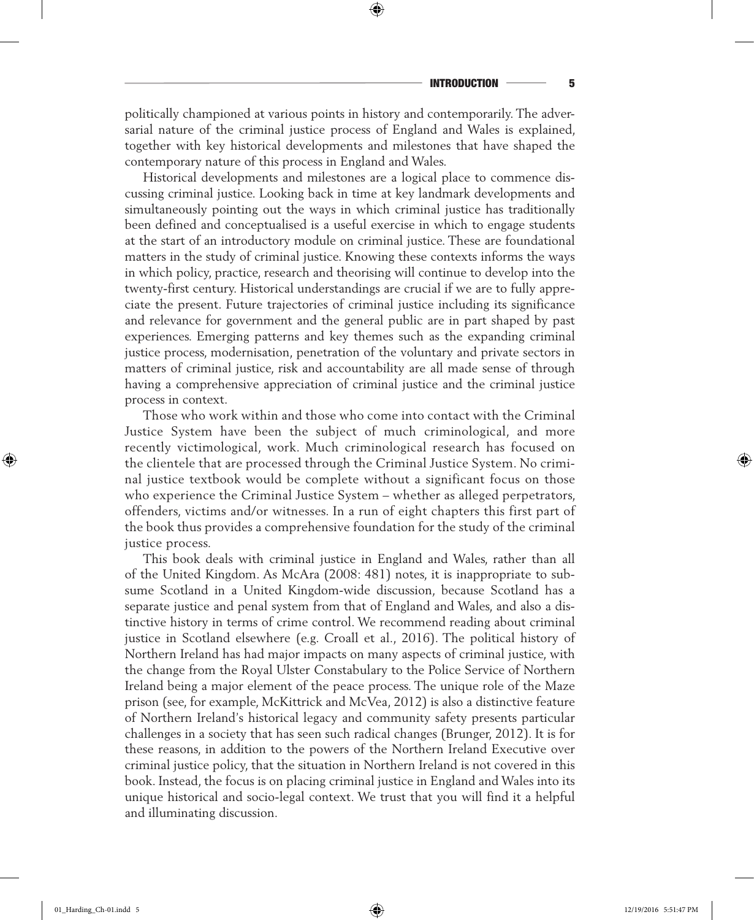politically championed at various points in history and contemporarily. The adversarial nature of the criminal justice process of England and Wales is explained, together with key historical developments and milestones that have shaped the contemporary nature of this process in England and Wales.

Historical developments and milestones are a logical place to commence discussing criminal justice. Looking back in time at key landmark developments and simultaneously pointing out the ways in which criminal justice has traditionally been defined and conceptualised is a useful exercise in which to engage students at the start of an introductory module on criminal justice. These are foundational matters in the study of criminal justice. Knowing these contexts informs the ways in which policy, practice, research and theorising will continue to develop into the twenty-first century. Historical understandings are crucial if we are to fully appreciate the present. Future trajectories of criminal justice including its significance and relevance for government and the general public are in part shaped by past experiences. Emerging patterns and key themes such as the expanding criminal justice process, modernisation, penetration of the voluntary and private sectors in matters of criminal justice, risk and accountability are all made sense of through having a comprehensive appreciation of criminal justice and the criminal justice process in context.

Those who work within and those who come into contact with the Criminal Justice System have been the subject of much criminological, and more recently victimological, work. Much criminological research has focused on the clientele that are processed through the Criminal Justice System. No criminal justice textbook would be complete without a significant focus on those who experience the Criminal Justice System – whether as alleged perpetrators, offenders, victims and/or witnesses. In a run of eight chapters this first part of the book thus provides a comprehensive foundation for the study of the criminal justice process.

This book deals with criminal justice in England and Wales, rather than all of the United Kingdom. As McAra (2008: 481) notes, it is inappropriate to subsume Scotland in a United Kingdom-wide discussion, because Scotland has a separate justice and penal system from that of England and Wales, and also a distinctive history in terms of crime control. We recommend reading about criminal justice in Scotland elsewhere (e.g. Croall et al., 2016). The political history of Northern Ireland has had major impacts on many aspects of criminal justice, with the change from the Royal Ulster Constabulary to the Police Service of Northern Ireland being a major element of the peace process. The unique role of the Maze prison (see, for example, McKittrick and McVea, 2012) is also a distinctive feature of Northern Ireland's historical legacy and community safety presents particular challenges in a society that has seen such radical changes (Brunger, 2012). It is for these reasons, in addition to the powers of the Northern Ireland Executive over criminal justice policy, that the situation in Northern Ireland is not covered in this book. Instead, the focus is on placing criminal justice in England and Wales into its unique historical and socio-legal context. We trust that you will find it a helpful and illuminating discussion.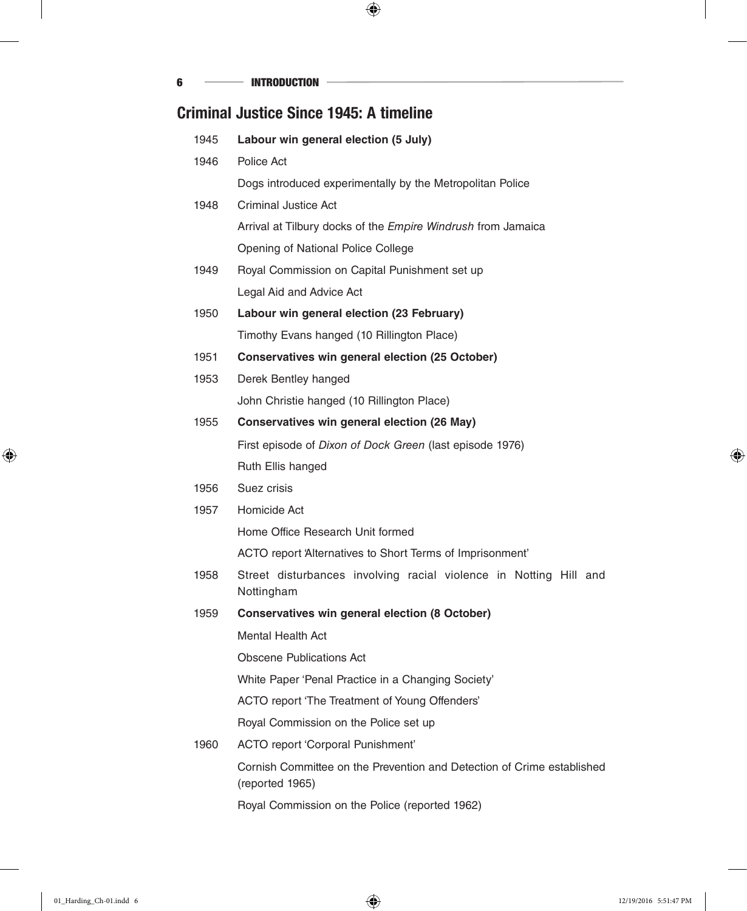## Criminal Justice Since 1945: A timeline

| | |
|---|---|
| 1945 | **Labour win general election (5 July)** |
| 1946 | Police Act |
| | Dogs introduced experimentally by the Metropolitan Police |
| 1948 | Criminal Justice Act |
| | Arrival at Tilbury docks of the *Empire Windrush* from Jamaica |
| | Opening of National Police College |
| 1949 | Royal Commission on Capital Punishment set up |
| | Legal Aid and Advice Act |
| 1950 | **Labour win general election (23 February)** |
| | Timothy Evans hanged (10 Rillington Place) |
| 1951 | **Conservatives win general election (25 October)** |
| 1953 | Derek Bentley hanged |
| | John Christie hanged (10 Rillington Place) |
| 1955 | **Conservatives win general election (26 May)** |
| | First episode of *Dixon of Dock Green* (last episode 1976) |
| | Ruth Ellis hanged |
| 1956 | Suez crisis |
| 1957 | Homicide Act |
| | Home Office Research Unit formed |
| | ACTO report 'Alternatives to Short Terms of Imprisonment' |
| 1958 | Street disturbances involving racial violence in Notting Hill and Nottingham |
| 1959 | **Conservatives win general election (8 October)** |
| | Mental Health Act |
| | Obscene Publications Act |
| | White Paper 'Penal Practice in a Changing Society' |
| | ACTO report 'The Treatment of Young Offenders' |
| | Royal Commission on the Police set up |
| 1960 | ACTO report 'Corporal Punishment' |
| | Cornish Committee on the Prevention and Detection of Crime established (reported 1965) |
| | Royal Commission on the Police (reported 1962) |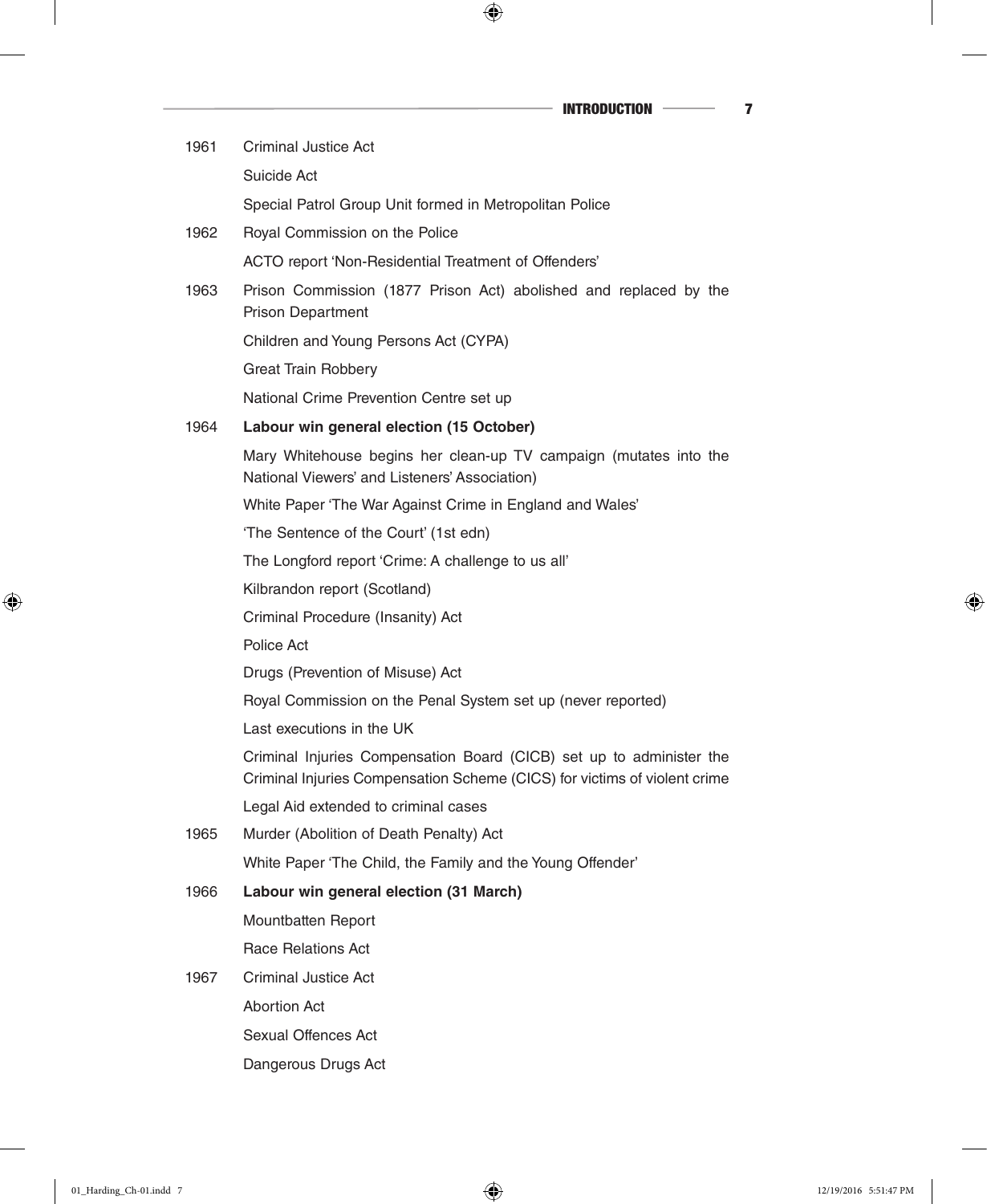| | |
|---|---|
| 1961 | Criminal Justice Act |
| | Suicide Act |
| | Special Patrol Group Unit formed in Metropolitan Police |
| 1962 | Royal Commission on the Police |
| | ACTO report 'Non-Residential Treatment of Offenders' |
| 1963 | Prison Commission (1877 Prison Act) abolished and replaced by the Prison Department |
| | Children and Young Persons Act (CYPA) |
| | Great Train Robbery |
| | National Crime Prevention Centre set up |
| **1964** | **Labour win general election (15 October)** |
| | Mary Whitehouse begins her clean-up TV campaign (mutates into the National Viewers' and Listeners' Association) |
| | White Paper 'The War Against Crime in England and Wales' |
| | 'The Sentence of the Court' (1st edn) |
| | The Longford report 'Crime: A challenge to us all' |
| | Kilbrandon report (Scotland) |
| | Criminal Procedure (Insanity) Act |
| | Police Act |
| | Drugs (Prevention of Misuse) Act |
| | Royal Commission on the Penal System set up (never reported) |
| | Last executions in the UK |
| | Criminal Injuries Compensation Board (CICB) set up to administer the Criminal Injuries Compensation Scheme (CICS) for victims of violent crime |
| | Legal Aid extended to criminal cases |
| 1965 | Murder (Abolition of Death Penalty) Act |
| | White Paper 'The Child, the Family and the Young Offender' |
| **1966** | **Labour win general election (31 March)** |
| | Mountbatten Report |
| | Race Relations Act |
| 1967 | Criminal Justice Act |
| | Abortion Act |
| | Sexual Offences Act |
| | Dangerous Drugs Act |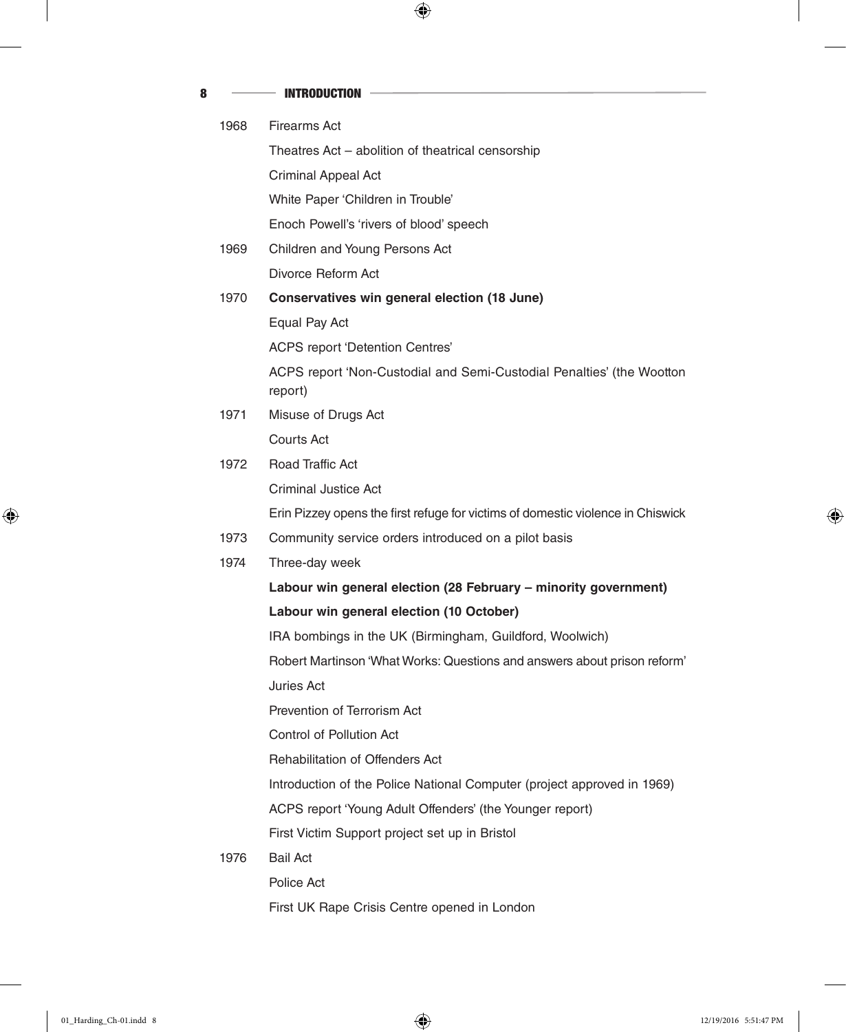| | |
|---|---|
| 1968 | Firearms Act |
| | Theatres Act – abolition of theatrical censorship |
| | Criminal Appeal Act |
| | White Paper 'Children in Trouble' |
| | Enoch Powell's 'rivers of blood' speech |
| 1969 | Children and Young Persons Act |
| | Divorce Reform Act |
| 1970 | **Conservatives win general election (18 June)** |
| | Equal Pay Act |
| | ACPS report 'Detention Centres' |
| | ACPS report 'Non-Custodial and Semi-Custodial Penalties' (the Wootton report) |
| 1971 | Misuse of Drugs Act |
| | Courts Act |
| 1972 | Road Traffic Act |
| | Criminal Justice Act |
| | Erin Pizzey opens the first refuge for victims of domestic violence in Chiswick |
| 1973 | Community service orders introduced on a pilot basis |
| 1974 | Three-day week |
| | **Labour win general election (28 February – minority government)** |
| | **Labour win general election (10 October)** |
| | IRA bombings in the UK (Birmingham, Guildford, Woolwich) |
| | Robert Martinson 'What Works: Questions and answers about prison reform' |
| | Juries Act |
| | Prevention of Terrorism Act |
| | Control of Pollution Act |
| | Rehabilitation of Offenders Act |
| | Introduction of the Police National Computer (project approved in 1969) |
| | ACPS report 'Young Adult Offenders' (the Younger report) |
| | First Victim Support project set up in Bristol |
| 1976 | Bail Act |
| | Police Act |
| | First UK Rape Crisis Centre opened in London |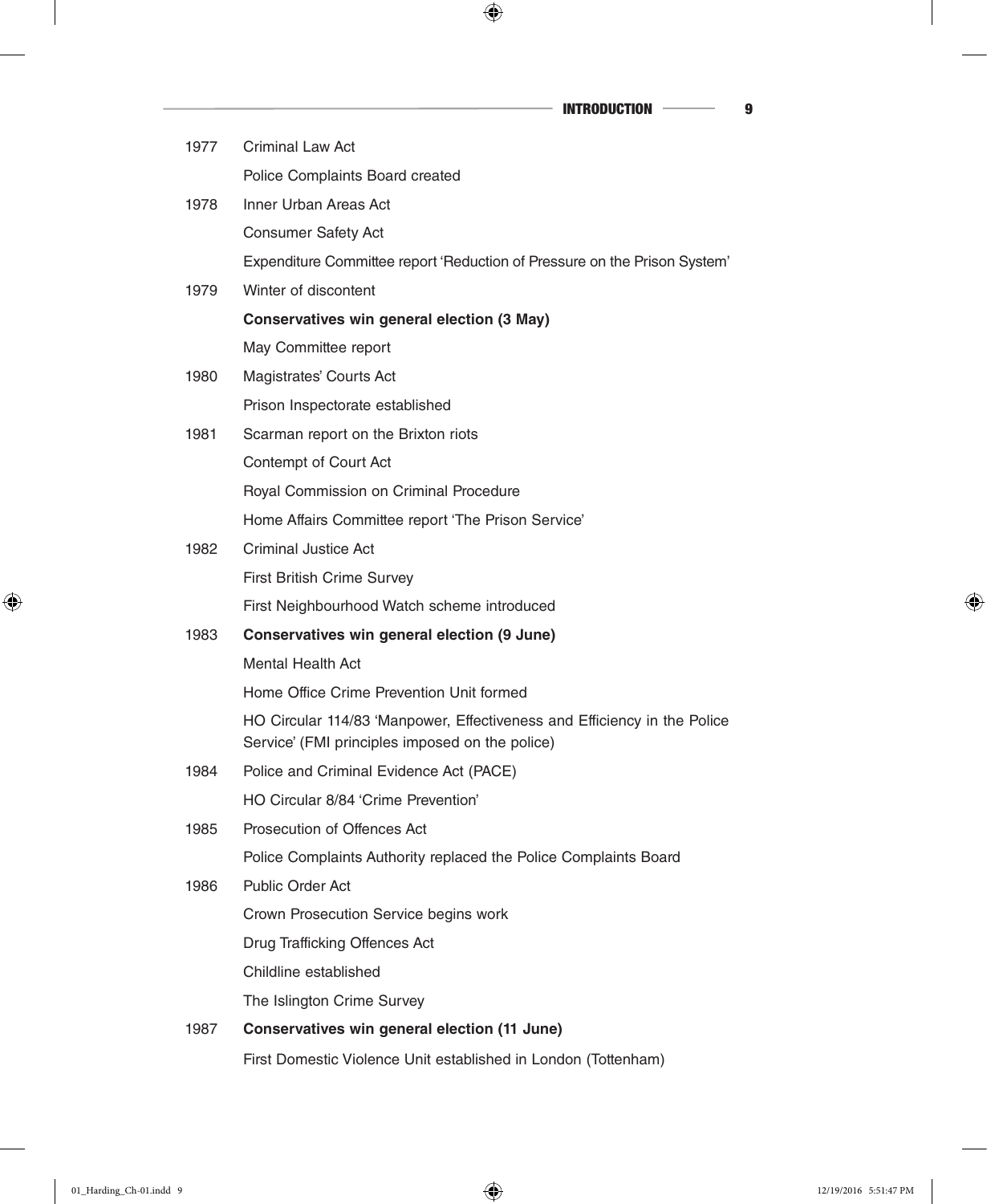| | |
|---|---|
| 1977 | Criminal Law Act |
| | Police Complaints Board created |
| 1978 | Inner Urban Areas Act |
| | Consumer Safety Act |
| | Expenditure Committee report 'Reduction of Pressure on the Prison System' |
| 1979 | Winter of discontent |
| | **Conservatives win general election (3 May)** |
| | May Committee report |
| 1980 | Magistrates' Courts Act |
| | Prison Inspectorate established |
| 1981 | Scarman report on the Brixton riots |
| | Contempt of Court Act |
| | Royal Commission on Criminal Procedure |
| | Home Affairs Committee report 'The Prison Service' |
| 1982 | Criminal Justice Act |
| | First British Crime Survey |
| | First Neighbourhood Watch scheme introduced |
| 1983 | **Conservatives win general election (9 June)** |
| | Mental Health Act |
| | Home Office Crime Prevention Unit formed |
| | HO Circular 114/83 'Manpower, Effectiveness and Efficiency in the Police Service' (FMI principles imposed on the police) |
| 1984 | Police and Criminal Evidence Act (PACE) |
| | HO Circular 8/84 'Crime Prevention' |
| 1985 | Prosecution of Offences Act |
| | Police Complaints Authority replaced the Police Complaints Board |
| 1986 | Public Order Act |
| | Crown Prosecution Service begins work |
| | Drug Trafficking Offences Act |
| | Childline established |
| | The Islington Crime Survey |
| 1987 | **Conservatives win general election (11 June)** |
| | First Domestic Violence Unit established in London (Tottenham) |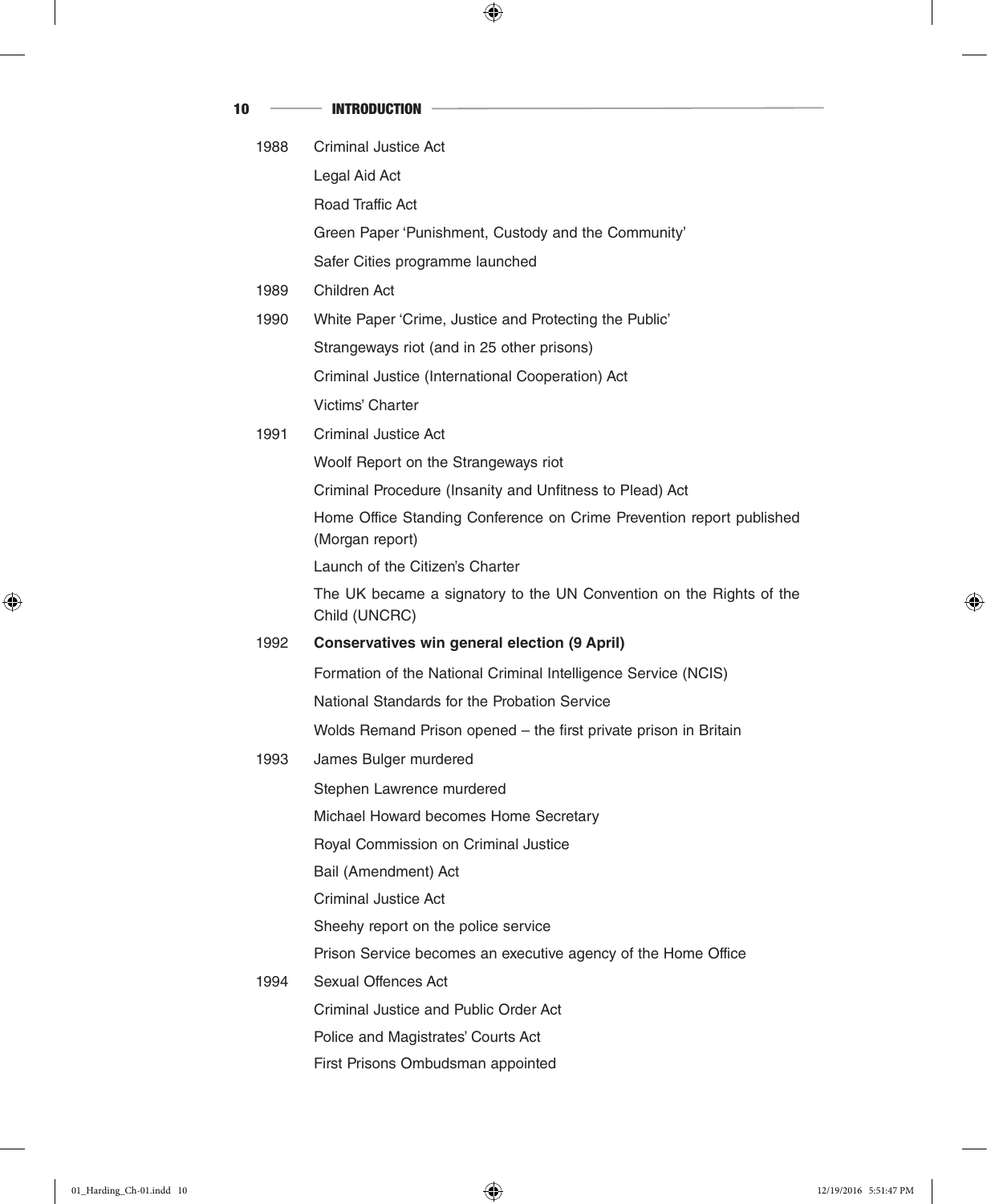| | |
|---|---|
| 1988 | Criminal Justice Act |
| | Legal Aid Act |
| | Road Traffic Act |
| | Green Paper 'Punishment, Custody and the Community' |
| | Safer Cities programme launched |
| 1989 | Children Act |
| 1990 | White Paper 'Crime, Justice and Protecting the Public' |
| | Strangeways riot (and in 25 other prisons) |
| | Criminal Justice (International Cooperation) Act |
| | Victims' Charter |
| 1991 | Criminal Justice Act |
| | Woolf Report on the Strangeways riot |
| | Criminal Procedure (Insanity and Unfitness to Plead) Act |
| | Home Office Standing Conference on Crime Prevention report published (Morgan report) |
| | Launch of the Citizen's Charter |
| | The UK became a signatory to the UN Convention on the Rights of the Child (UNCRC) |
| 1992 | **Conservatives win general election (9 April)** |
| | Formation of the National Criminal Intelligence Service (NCIS) |
| | National Standards for the Probation Service |
| | Wolds Remand Prison opened – the first private prison in Britain |
| 1993 | James Bulger murdered |
| | Stephen Lawrence murdered |
| | Michael Howard becomes Home Secretary |
| | Royal Commission on Criminal Justice |
| | Bail (Amendment) Act |
| | Criminal Justice Act |
| | Sheehy report on the police service |
| | Prison Service becomes an executive agency of the Home Office |
| 1994 | Sexual Offences Act |
| | Criminal Justice and Public Order Act |
| | Police and Magistrates' Courts Act |
| | First Prisons Ombudsman appointed |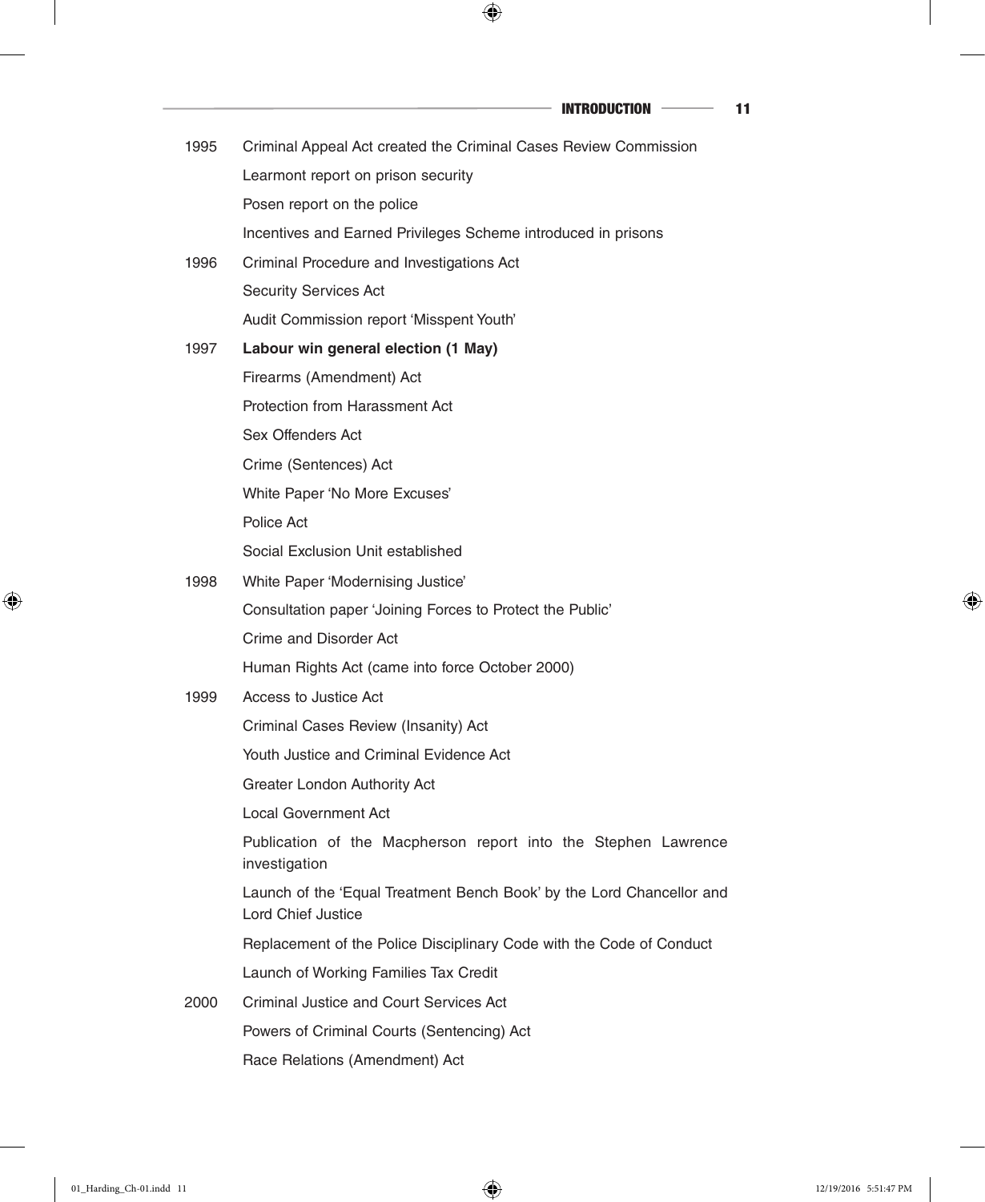| | |
|---|---|
| 1995 | Criminal Appeal Act created the Criminal Cases Review Commission |
| | Learmont report on prison security |
| | Posen report on the police |
| | Incentives and Earned Privileges Scheme introduced in prisons |
| 1996 | Criminal Procedure and Investigations Act |
| | Security Services Act |
| | Audit Commission report 'Misspent Youth' |
| 1997 | **Labour win general election (1 May)** |
| | Firearms (Amendment) Act |
| | Protection from Harassment Act |
| | Sex Offenders Act |
| | Crime (Sentences) Act |
| | White Paper 'No More Excuses' |
| | Police Act |
| | Social Exclusion Unit established |
| 1998 | White Paper 'Modernising Justice' |
| | Consultation paper 'Joining Forces to Protect the Public' |
| | Crime and Disorder Act |
| | Human Rights Act (came into force October 2000) |
| 1999 | Access to Justice Act |
| | Criminal Cases Review (Insanity) Act |
| | Youth Justice and Criminal Evidence Act |
| | Greater London Authority Act |
| | Local Government Act |
| | Publication of the Macpherson report into the Stephen Lawrence investigation |
| | Launch of the 'Equal Treatment Bench Book' by the Lord Chancellor and Lord Chief Justice |
| | Replacement of the Police Disciplinary Code with the Code of Conduct |
| | Launch of Working Families Tax Credit |
| 2000 | Criminal Justice and Court Services Act |
| | Powers of Criminal Courts (Sentencing) Act |
| | Race Relations (Amendment) Act |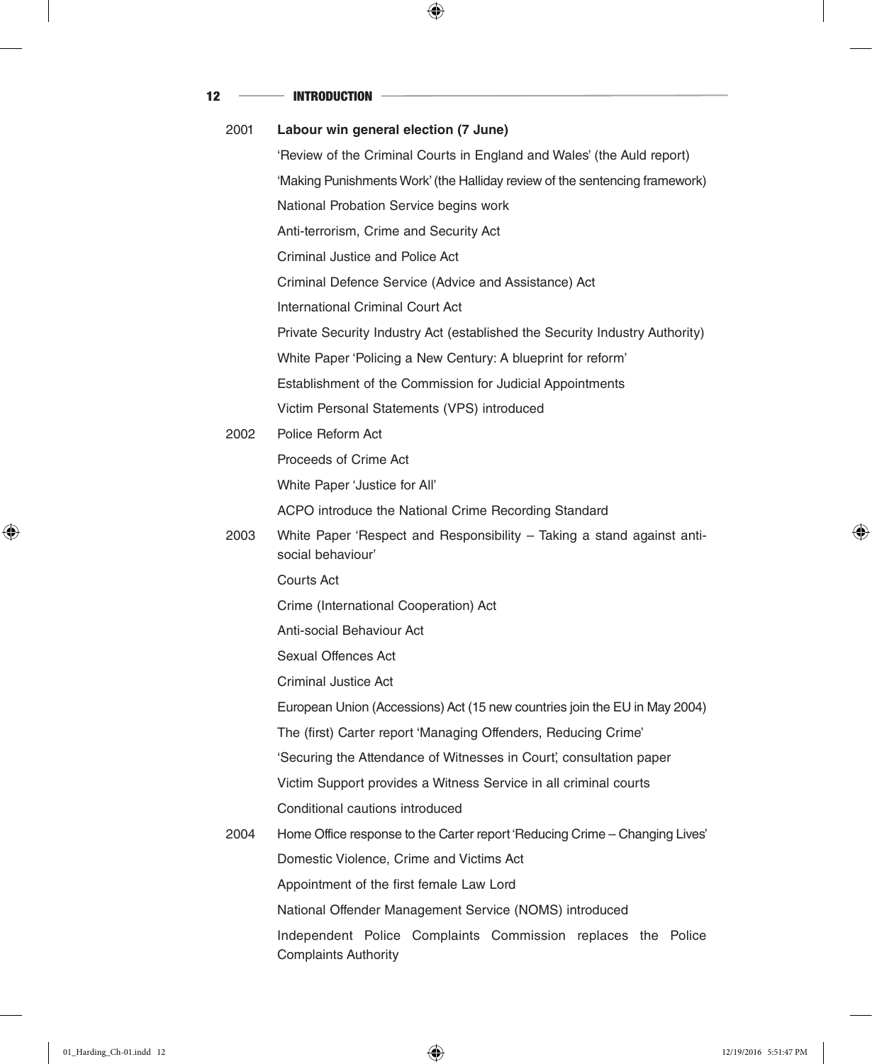| | |
|---|---|
| 2001 | **Labour win general election (7 June)** |
| | 'Review of the Criminal Courts in England and Wales' (the Auld report) |
| | 'Making Punishments Work' (the Halliday review of the sentencing framework) |
| | National Probation Service begins work |
| | Anti-terrorism, Crime and Security Act |
| | Criminal Justice and Police Act |
| | Criminal Defence Service (Advice and Assistance) Act |
| | International Criminal Court Act |
| | Private Security Industry Act (established the Security Industry Authority) |
| | White Paper 'Policing a New Century: A blueprint for reform' |
| | Establishment of the Commission for Judicial Appointments |
| | Victim Personal Statements (VPS) introduced |
| 2002 | Police Reform Act |
| | Proceeds of Crime Act |
| | White Paper 'Justice for All' |
| | ACPO introduce the National Crime Recording Standard |
| 2003 | White Paper 'Respect and Responsibility – Taking a stand against anti-social behaviour' |
| | Courts Act |
| | Crime (International Cooperation) Act |
| | Anti-social Behaviour Act |
| | Sexual Offences Act |
| | Criminal Justice Act |
| | European Union (Accessions) Act (15 new countries join the EU in May 2004) |
| | The (first) Carter report 'Managing Offenders, Reducing Crime' |
| | 'Securing the Attendance of Witnesses in Court', consultation paper |
| | Victim Support provides a Witness Service in all criminal courts |
| | Conditional cautions introduced |
| 2004 | Home Office response to the Carter report 'Reducing Crime – Changing Lives' |
| | Domestic Violence, Crime and Victims Act |
| | Appointment of the first female Law Lord |
| | National Offender Management Service (NOMS) introduced |
| | Independent Police Complaints Commission replaces the Police Complaints Authority |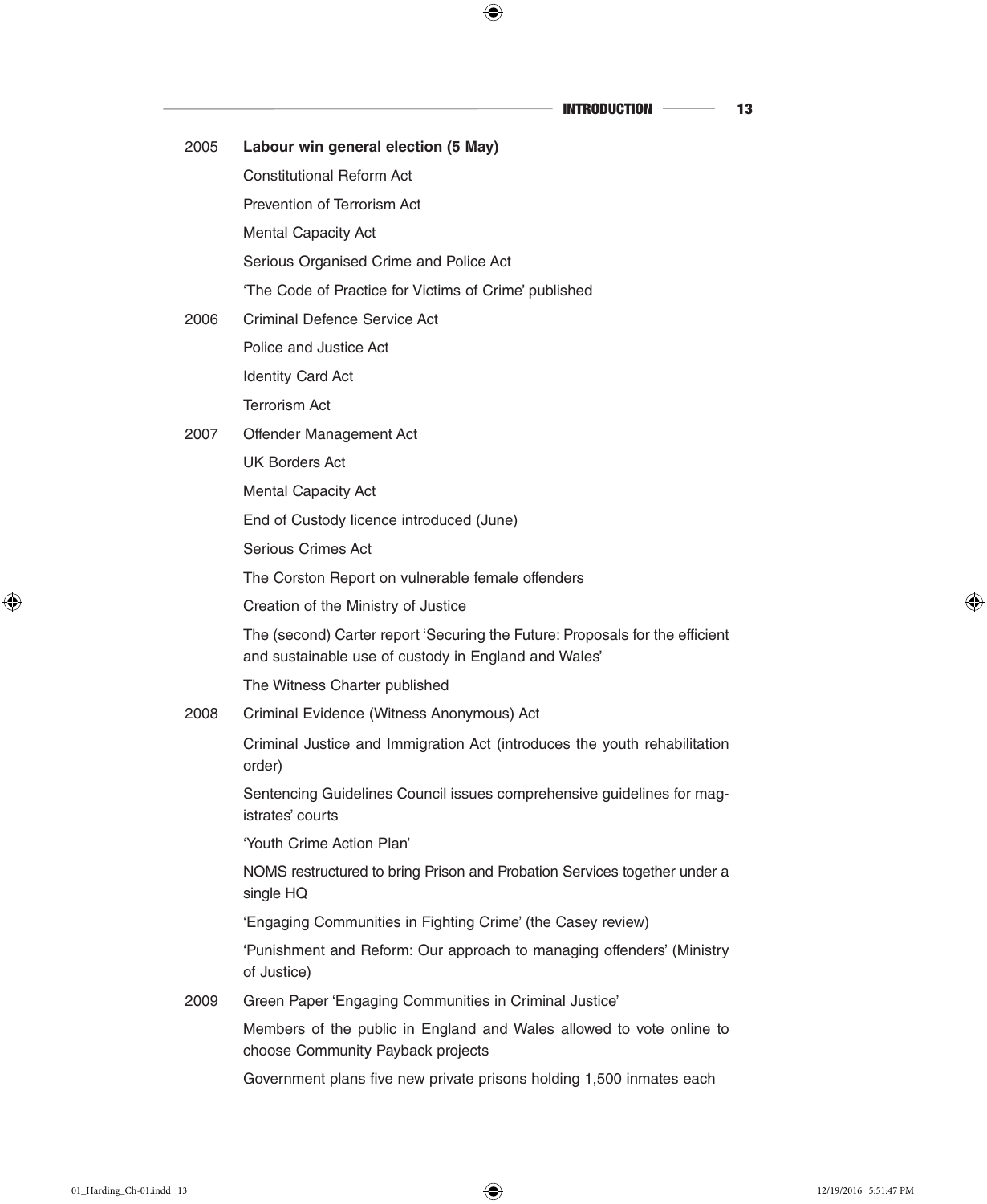| | |
|---|---|
| 2005 | **Labour win general election (5 May)** |
| | Constitutional Reform Act |
| | Prevention of Terrorism Act |
| | Mental Capacity Act |
| | Serious Organised Crime and Police Act |
| | 'The Code of Practice for Victims of Crime' published |
| 2006 | Criminal Defence Service Act |
| | Police and Justice Act |
| | Identity Card Act |
| | Terrorism Act |
| 2007 | Offender Management Act |
| | UK Borders Act |
| | Mental Capacity Act |
| | End of Custody licence introduced (June) |
| | Serious Crimes Act |
| | The Corston Report on vulnerable female offenders |
| | Creation of the Ministry of Justice |
| | The (second) Carter report 'Securing the Future: Proposals for the efficient and sustainable use of custody in England and Wales' |
| | The Witness Charter published |
| 2008 | Criminal Evidence (Witness Anonymous) Act |
| | Criminal Justice and Immigration Act (introduces the youth rehabilitation order) |
| | Sentencing Guidelines Council issues comprehensive guidelines for magistrates' courts |
| | 'Youth Crime Action Plan' |
| | NOMS restructured to bring Prison and Probation Services together under a single HQ |
| | 'Engaging Communities in Fighting Crime' (the Casey review) |
| | 'Punishment and Reform: Our approach to managing offenders' (Ministry of Justice) |
| 2009 | Green Paper 'Engaging Communities in Criminal Justice' |
| | Members of the public in England and Wales allowed to vote online to choose Community Payback projects |
| | Government plans five new private prisons holding 1,500 inmates each |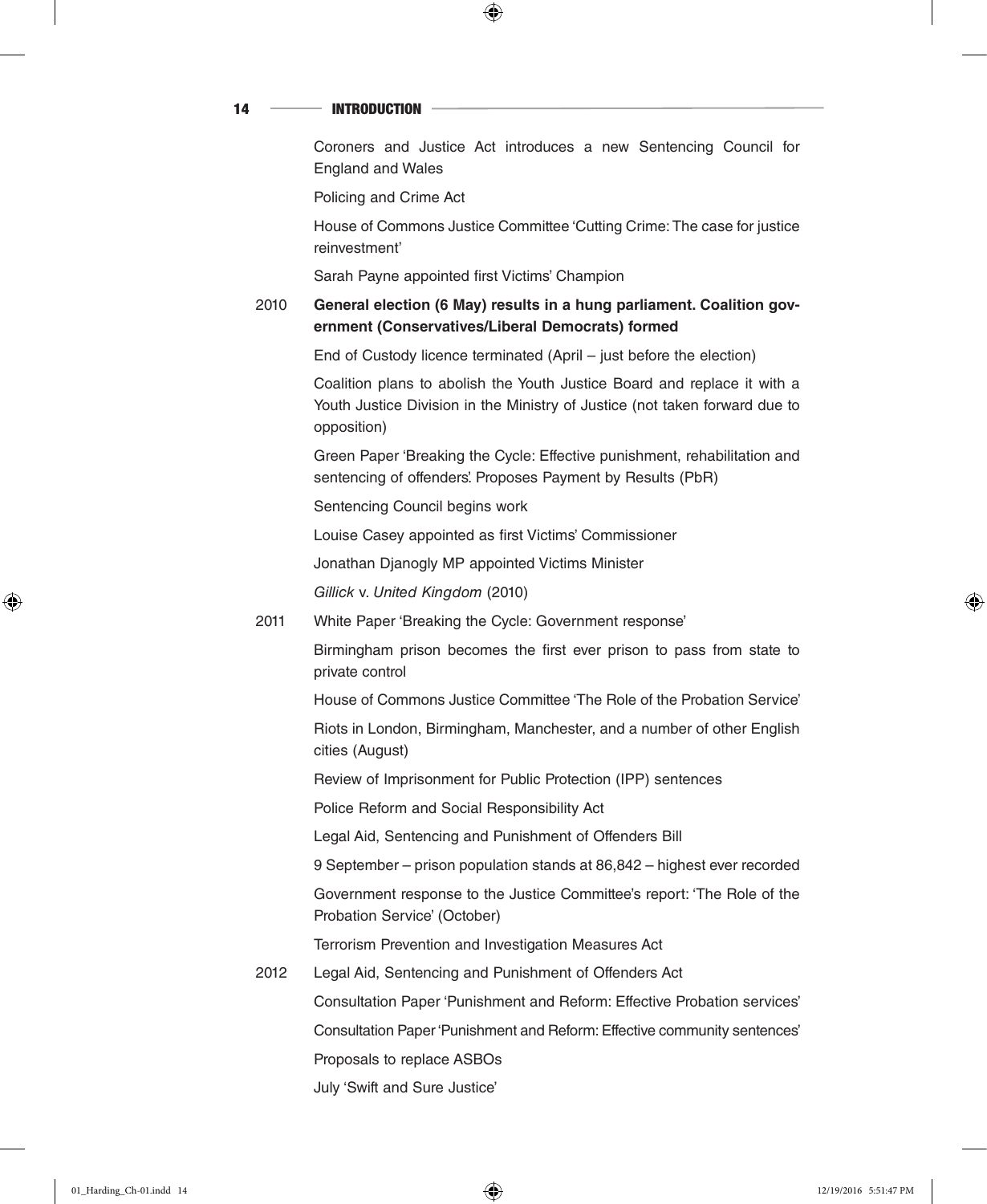Coroners and Justice Act introduces a new Sentencing Council for England and Wales

Policing and Crime Act

House of Commons Justice Committee 'Cutting Crime: The case for justice reinvestment'

Sarah Payne appointed first Victims' Champion

2010 **General election (6 May) results in a hung parliament. Coalition government (Conservatives/Liberal Democrats) formed**

End of Custody licence terminated (April – just before the election)

Coalition plans to abolish the Youth Justice Board and replace it with a Youth Justice Division in the Ministry of Justice (not taken forward due to opposition)

Green Paper 'Breaking the Cycle: Effective punishment, rehabilitation and sentencing of offenders'. Proposes Payment by Results (PbR)

Sentencing Council begins work

Louise Casey appointed as first Victims' Commissioner

Jonathan Djanogly MP appointed Victims Minister

*Gillick* v. *United Kingdom* (2010)

2011 White Paper 'Breaking the Cycle: Government response'

Birmingham prison becomes the first ever prison to pass from state to private control

House of Commons Justice Committee 'The Role of the Probation Service'

Riots in London, Birmingham, Manchester, and a number of other English cities (August)

Review of Imprisonment for Public Protection (IPP) sentences

Police Reform and Social Responsibility Act

Legal Aid, Sentencing and Punishment of Offenders Bill

9 September – prison population stands at 86,842 – highest ever recorded

Government response to the Justice Committee's report: 'The Role of the Probation Service' (October)

Terrorism Prevention and Investigation Measures Act

2012 Legal Aid, Sentencing and Punishment of Offenders Act

Consultation Paper 'Punishment and Reform: Effective Probation services'

Consultation Paper 'Punishment and Reform: Effective community sentences'

Proposals to replace ASBOs

July 'Swift and Sure Justice'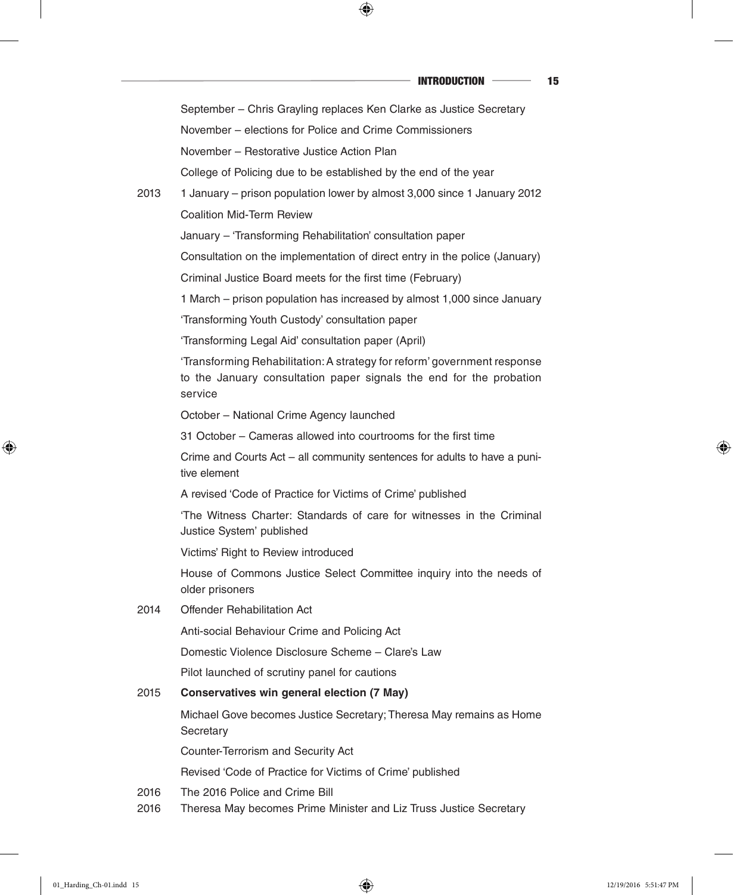September – Chris Grayling replaces Ken Clarke as Justice Secretary

November – elections for Police and Crime Commissioners

November – Restorative Justice Action Plan

College of Policing due to be established by the end of the year

2013 1 January – prison population lower by almost 3,000 since 1 January 2012

Coalition Mid-Term Review

January – 'Transforming Rehabilitation' consultation paper

Consultation on the implementation of direct entry in the police (January)

Criminal Justice Board meets for the first time (February)

1 March – prison population has increased by almost 1,000 since January

'Transforming Youth Custody' consultation paper

'Transforming Legal Aid' consultation paper (April)

'Transforming Rehabilitation: A strategy for reform' government response to the January consultation paper signals the end for the probation service

October – National Crime Agency launched

31 October – Cameras allowed into courtrooms for the first time

Crime and Courts Act – all community sentences for adults to have a punitive element

A revised 'Code of Practice for Victims of Crime' published

'The Witness Charter: Standards of care for witnesses in the Criminal Justice System' published

Victims' Right to Review introduced

House of Commons Justice Select Committee inquiry into the needs of older prisoners

2014 Offender Rehabilitation Act

Anti-social Behaviour Crime and Policing Act

Domestic Violence Disclosure Scheme – Clare's Law

Pilot launched of scrutiny panel for cautions

2015 **Conservatives win general election (7 May)**

Michael Gove becomes Justice Secretary; Theresa May remains as Home Secretary

Counter-Terrorism and Security Act

Revised 'Code of Practice for Victims of Crime' published

2016 The 2016 Police and Crime Bill

2016 Theresa May becomes Prime Minister and Liz Truss Justice Secretary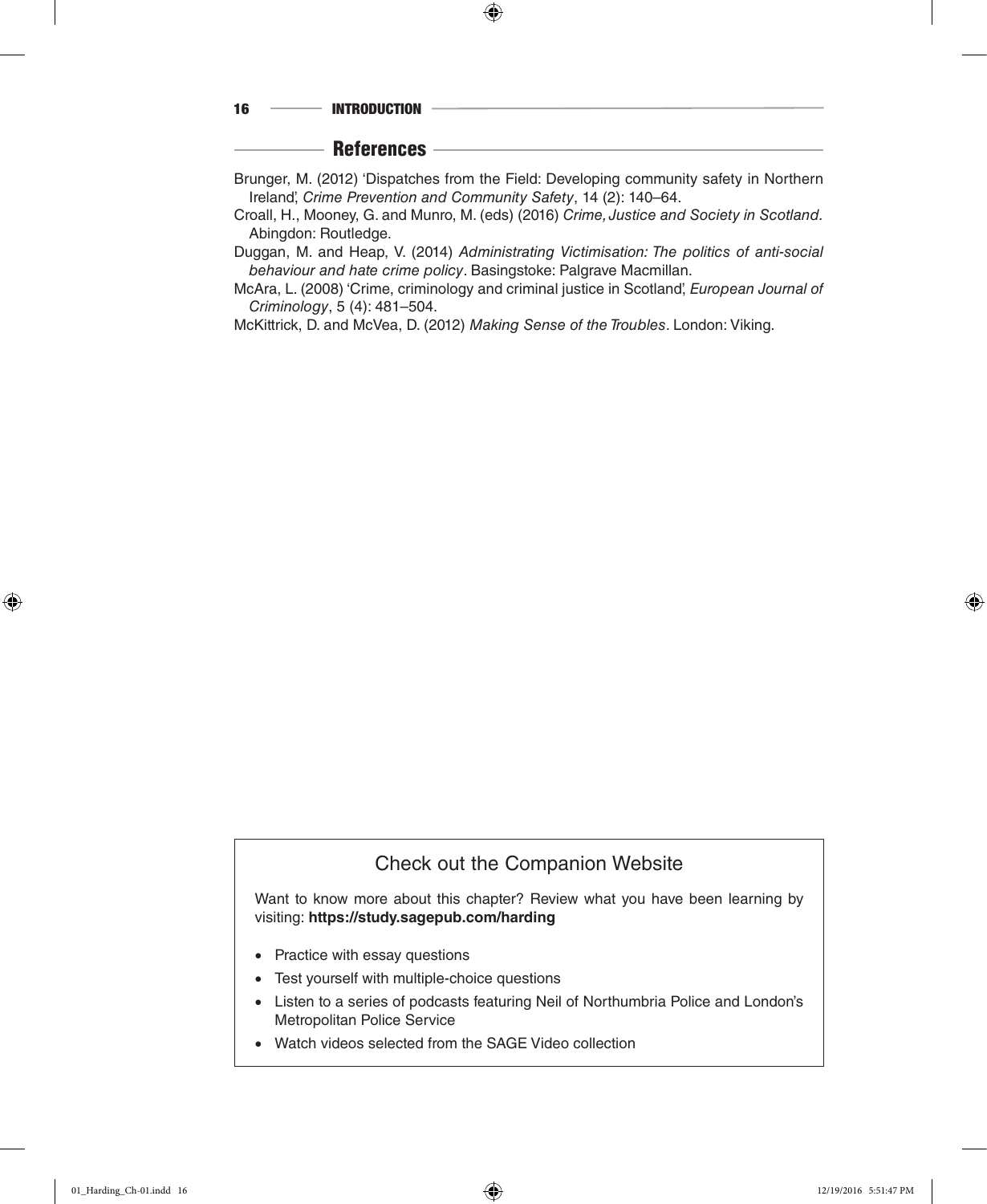## References

Brunger, M. (2012) 'Dispatches from the Field: Developing community safety in Northern Ireland', *Crime Prevention and Community Safety*, 14 (2): 140–64.

Croall, H., Mooney, G. and Munro, M. (eds) (2016) *Crime, Justice and Society in Scotland.* Abingdon: Routledge.

Duggan, M. and Heap, V. (2014) *Administrating Victimisation: The politics of anti-social behaviour and hate crime policy*. Basingstoke: Palgrave Macmillan.

McAra, L. (2008) 'Crime, criminology and criminal justice in Scotland', *European Journal of Criminology*, 5 (4): 481–504.

McKittrick, D. and McVea, D. (2012) *Making Sense of the Troubles*. London: Viking.

Check out the Companion Website

Want to know more about this chapter? Review what you have been learning by visiting: **https://study.sagepub.com/harding**

- Practice with essay questions
- Test yourself with multiple-choice questions
- Listen to a series of podcasts featuring Neil of Northumbria Police and London's Metropolitan Police Service
- Watch videos selected from the SAGE Video collection